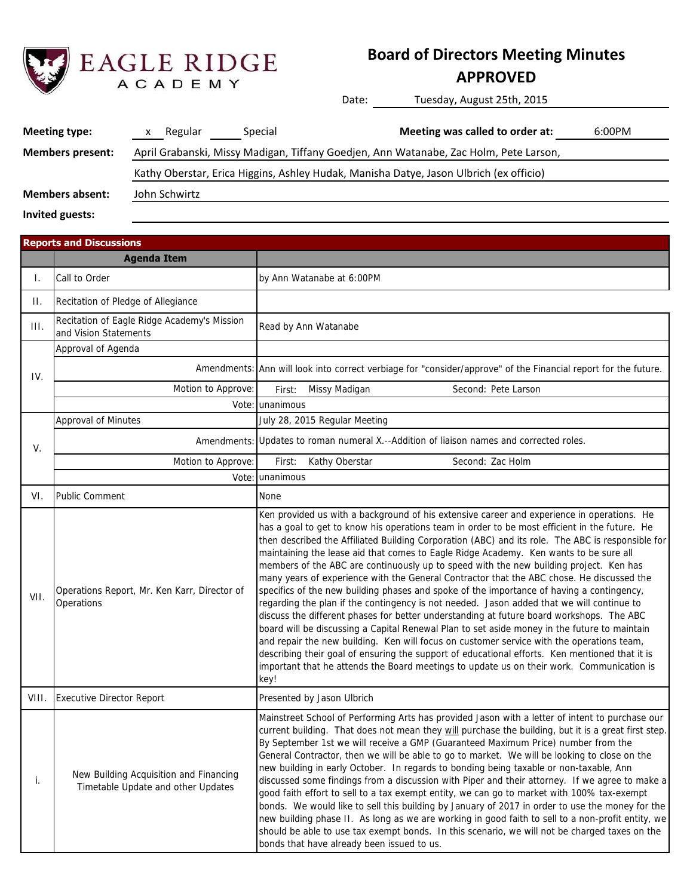EAGLE RIDGE ACADEMY

# Board of Directors Meeting Minutes
## APPROVED

Date: Tuesday, August 25th, 2015

**Meeting type:** x Regular ___ Special

**Meeting was called to order at:** 6:00PM

**Members present:** April Grabanski, Missy Madigan, Tiffany Goedjen, Ann Watanabe, Zac Holm, Pete Larson, Kathy Oberstar, Erica Higgins, Ashley Hudak, Manisha Datye, Jason Ulbrich (ex officio)

**Members absent:** John Schwirtz

**Invited guests:**

**Reports and Discussions**

| | Agenda Item | |
|---|---|---|
| I. | Call to Order | by Ann Watanabe at 6:00PM |
| II. | Recitation of Pledge of Allegiance | |
| III. | Recitation of Eagle Ridge Academy's Mission and Vision Statements | Read by Ann Watanabe |
| IV. | Approval of Agenda | |
| | Amendments: | Ann will look into correct verbiage for "consider/approve" of the Financial report for the future. |
| | Motion to Approve: | First: Missy Madigan Second: Pete Larson |
| | Vote: | unanimous |
| V. | Approval of Minutes | July 28, 2015 Regular Meeting |
| | Amendments: | Updates to roman numeral X.--Addition of liaison names and corrected roles. |
| | Motion to Approve: | First: Kathy Oberstar Second: Zac Holm |
| | Vote: | unanimous |
| VI. | Public Comment | None |
| VII. | Operations Report, Mr. Ken Karr, Director of Operations | Ken provided us with a background of his extensive career and experience in operations. He has a goal to get to know his operations team in order to be most efficient in the future. He then described the Affiliated Building Corporation (ABC) and its role. The ABC is responsible for maintaining the lease aid that comes to Eagle Ridge Academy. Ken wants to be sure all members of the ABC are continuously up to speed with the new building project. Ken has many years of experience with the General Contractor that the ABC chose. He discussed the specifics of the new building phases and spoke of the importance of having a contingency, regarding the plan if the contingency is not needed. Jason added that we will continue to discuss the different phases for better understanding at future board workshops. The ABC board will be discussing a Capital Renewal Plan to set aside money in the future to maintain and repair the new building. Ken will focus on customer service with the operations team, describing their goal of ensuring the support of educational efforts. Ken mentioned that it is important that he attends the Board meetings to update us on their work. Communication is key! |
| VIII. | Executive Director Report | Presented by Jason Ulbrich |
| i. | New Building Acquisition and Financing Timetable Update and other Updates | Mainstreet School of Performing Arts has provided Jason with a letter of intent to purchase our current building. That does not mean they will purchase the building, but it is a great first step. By September 1st we will receive a GMP (Guaranteed Maximum Price) number from the General Contractor, then we will be able to go to market. We will be looking to close on the new building in early October. In regards to bonding being taxable or non-taxable, Ann discussed some findings from a discussion with Piper and their attorney. If we agree to make a good faith effort to sell to a tax exempt entity, we can go to market with 100% tax-exempt bonds. We would like to sell this building by January of 2017 in order to use the money for the new building phase II. As long as we are working in good faith to sell to a non-profit entity, we should be able to use tax exempt bonds. In this scenario, we will not be charged taxes on the bonds that have already been issued to us. |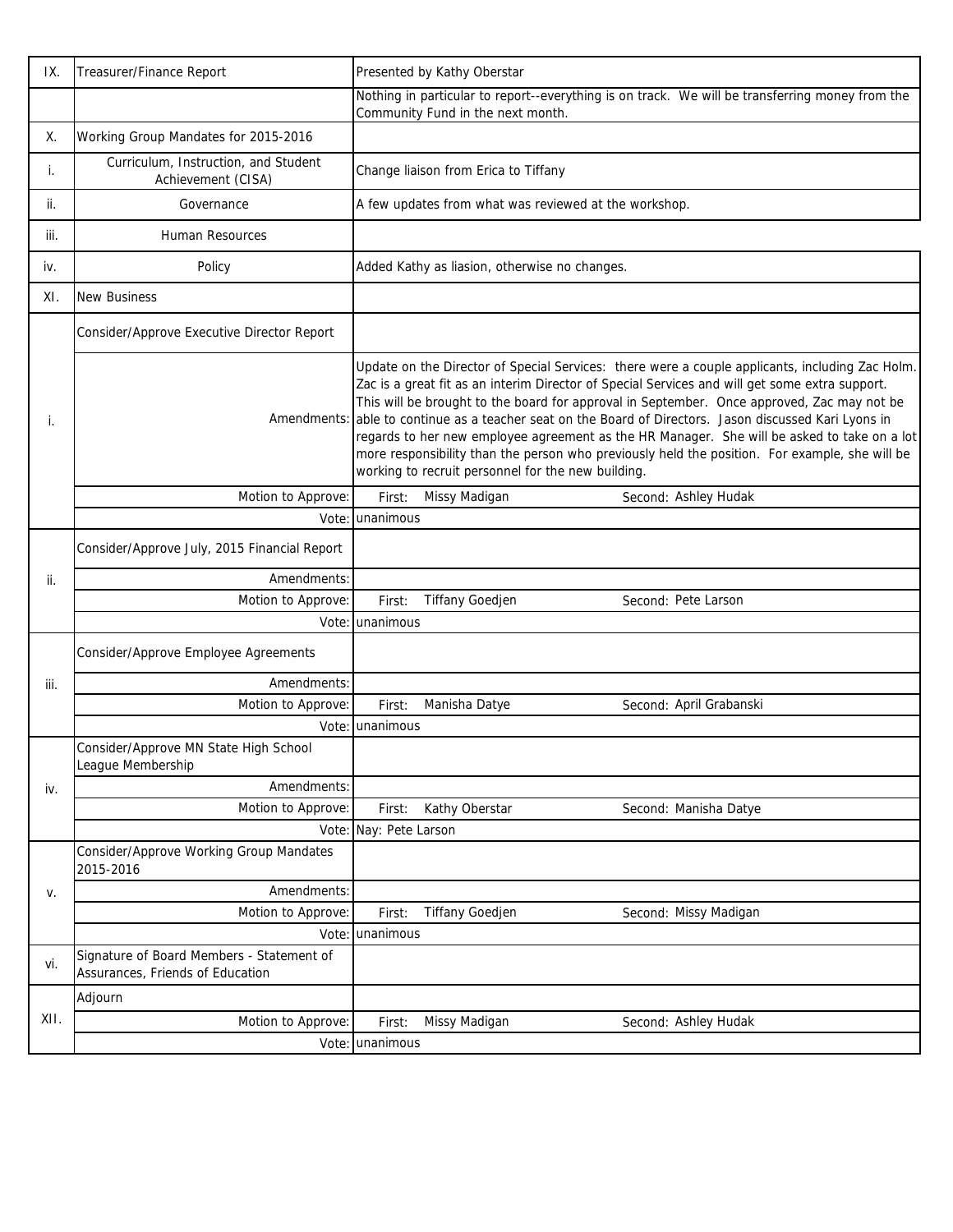| | | |
|---|---|---|
| IX. | Treasurer/Finance Report | Presented by Kathy Oberstar |
| | | Nothing in particular to report--everything is on track. We will be transferring money from the Community Fund in the next month. |
| X. | Working Group Mandates for 2015-2016 | |
| i. | Curriculum, Instruction, and Student Achievement (CISA) | Change liaison from Erica to Tiffany |
| ii. | Governance | A few updates from what was reviewed at the workshop. |
| iii. | Human Resources | |
| iv. | Policy | Added Kathy as liasion, otherwise no changes. |
| XI. | New Business | |
| i. | Consider/Approve Executive Director Report | |
| | Amendments: | Update on the Director of Special Services: there were a couple applicants, including Zac Holm. Zac is a great fit as an interim Director of Special Services and will get some extra support. This will be brought to the board for approval in September. Once approved, Zac may not be able to continue as a teacher seat on the Board of Directors. Jason discussed Kari Lyons in regards to her new employee agreement as the HR Manager. She will be asked to take on a lot more responsibility than the person who previously held the position. For example, she will be working to recruit personnel for the new building. |
| | Motion to Approve: | First: Missy Madigan Second: Ashley Hudak |
| | Vote: | unanimous |
| ii. | Consider/Approve July, 2015 Financial Report | |
| | Amendments: | |
| | Motion to Approve: | First: Tiffany Goedjen Second: Pete Larson |
| | Vote: | unanimous |
| iii. | Consider/Approve Employee Agreements | |
| | Amendments: | |
| | Motion to Approve: | First: Manisha Datye Second: April Grabanski |
| | Vote: | unanimous |
| iv. | Consider/Approve MN State High School League Membership | |
| | Amendments: | |
| | Motion to Approve: | First: Kathy Oberstar Second: Manisha Datye |
| | Vote: | Nay: Pete Larson |
| v. | Consider/Approve Working Group Mandates 2015-2016 | |
| | Amendments: | |
| | Motion to Approve: | First: Tiffany Goedjen Second: Missy Madigan |
| | Vote: | unanimous |
| vi. | Signature of Board Members - Statement of Assurances, Friends of Education | |
| XII. | Adjourn | |
| | Motion to Approve: | First: Missy Madigan Second: Ashley Hudak |
| | Vote: | unanimous |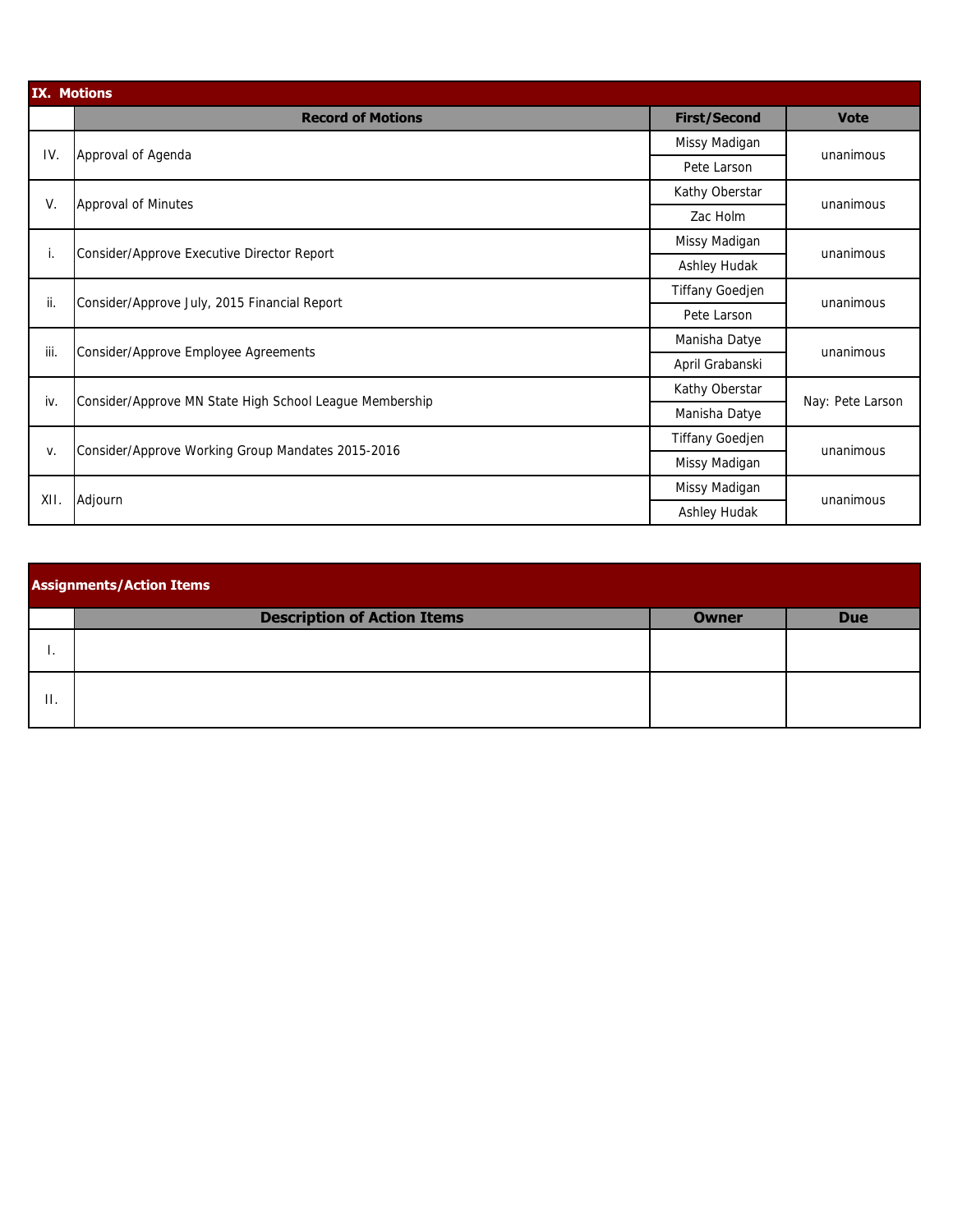## IX. Motions

| | Record of Motions | First/Second | Vote |
|---|---|---|---|
| IV. | Approval of Agenda | Missy Madigan | unanimous |
| | | Pete Larson | |
| V. | Approval of Minutes | Kathy Oberstar | unanimous |
| | | Zac Holm | |
| i. | Consider/Approve Executive Director Report | Missy Madigan | unanimous |
| | | Ashley Hudak | |
| ii. | Consider/Approve July, 2015 Financial Report | Tiffany Goedjen | unanimous |
| | | Pete Larson | |
| iii. | Consider/Approve Employee Agreements | Manisha Datye | unanimous |
| | | April Grabanski | |
| iv. | Consider/Approve MN State High School League Membership | Kathy Oberstar | Nay: Pete Larson |
| | | Manisha Datye | |
| v. | Consider/Approve Working Group Mandates 2015-2016 | Tiffany Goedjen | unanimous |
| | | Missy Madigan | |
| XII. | Adjourn | Missy Madigan | unanimous |
| | | Ashley Hudak | |

## Assignments/Action Items

| | Description of Action Items | Owner | Due |
|---|---|---|---|
| I. | | | |
| II. | | | |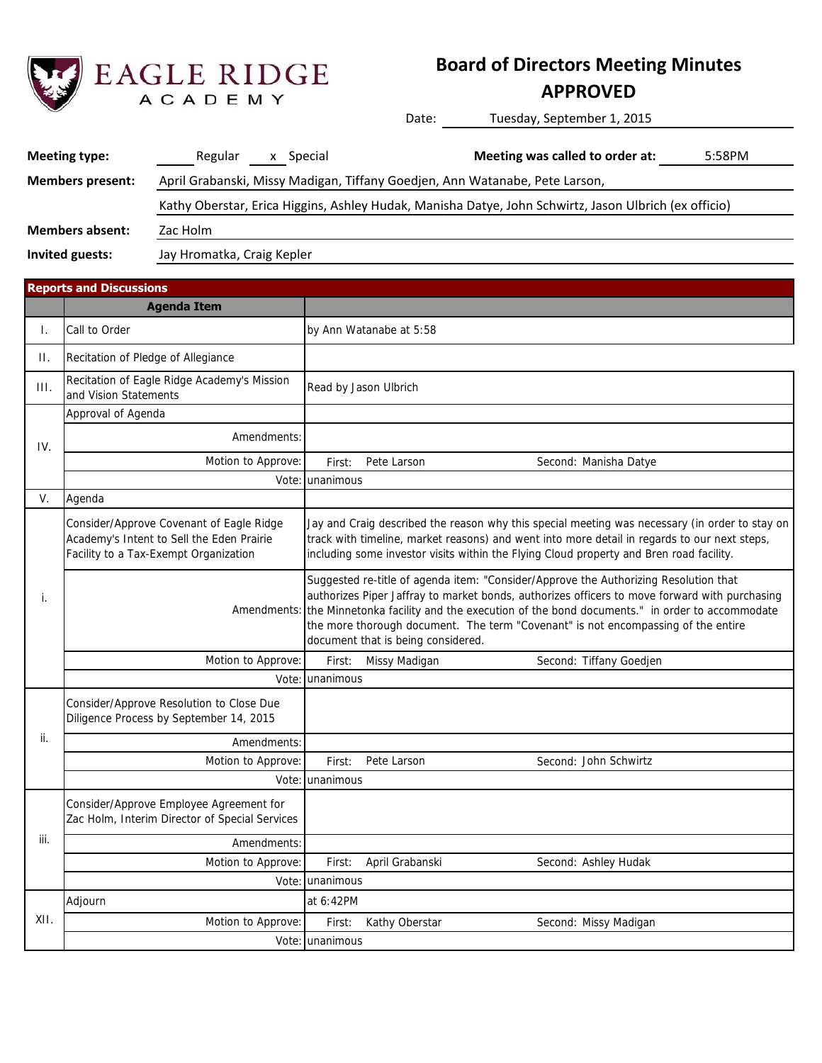EAGLE RIDGE ACADEMY

# Board of Directors Meeting Minutes
## APPROVED

Date: Tuesday, September 1, 2015

| | | | |
|---|---|---|---|
| **Meeting type:** | Regular x Special | **Meeting was called to order at:** | 5:58PM |
| **Members present:** | April Grabanski, Missy Madigan, Tiffany Goedjen, Ann Watanabe, Pete Larson, Kathy Oberstar, Erica Higgins, Ashley Hudak, Manisha Datye, John Schwirtz, Jason Ulbrich (ex officio) | | |
| **Members absent:** | Zac Holm | | |
| **Invited guests:** | Jay Hromatka, Craig Kepler | | |

**Reports and Discussions**

| | Agenda Item | | |
|---|---|---|---|
| I. | Call to Order | by Ann Watanabe at 5:58 | |
| II. | Recitation of Pledge of Allegiance | | |
| III. | Recitation of Eagle Ridge Academy's Mission and Vision Statements | Read by Jason Ulbrich | |
| IV. | Approval of Agenda | | |
| | Amendments: | | |
| | Motion to Approve: | First: Pete Larson | Second: Manisha Datye |
| | Vote: | unanimous | |
| V. | Agenda | | |
| i. | Consider/Approve Covenant of Eagle Ridge Academy's Intent to Sell the Eden Prairie Facility to a Tax-Exempt Organization | Jay and Craig described the reason why this special meeting was necessary (in order to stay on track with timeline, market reasons) and went into more detail in regards to our next steps, including some investor visits within the Flying Cloud property and Bren road facility. | |
| | Amendments: | Suggested re-title of agenda item: "Consider/Approve the Authorizing Resolution that authorizes Piper Jaffray to market bonds, authorizes officers to move forward with purchasing the Minnetonka facility and the execution of the bond documents." in order to accommodate the more thorough document. The term "Covenant" is not encompassing of the entire document that is being considered. | |
| | Motion to Approve: | First: Missy Madigan | Second: Tiffany Goedjen |
| | Vote: | unanimous | |
| ii. | Consider/Approve Resolution to Close Due Diligence Process by September 14, 2015 | | |
| | Amendments: | | |
| | Motion to Approve: | First: Pete Larson | Second: John Schwirtz |
| | Vote: | unanimous | |
| iii. | Consider/Approve Employee Agreement for Zac Holm, Interim Director of Special Services | | |
| | Amendments: | | |
| | Motion to Approve: | First: April Grabanski | Second: Ashley Hudak |
| | Vote: | unanimous | |
| XII. | Adjourn | at 6:42PM | |
| | Motion to Approve: | First: Kathy Oberstar | Second: Missy Madigan |
| | Vote: | unanimous | |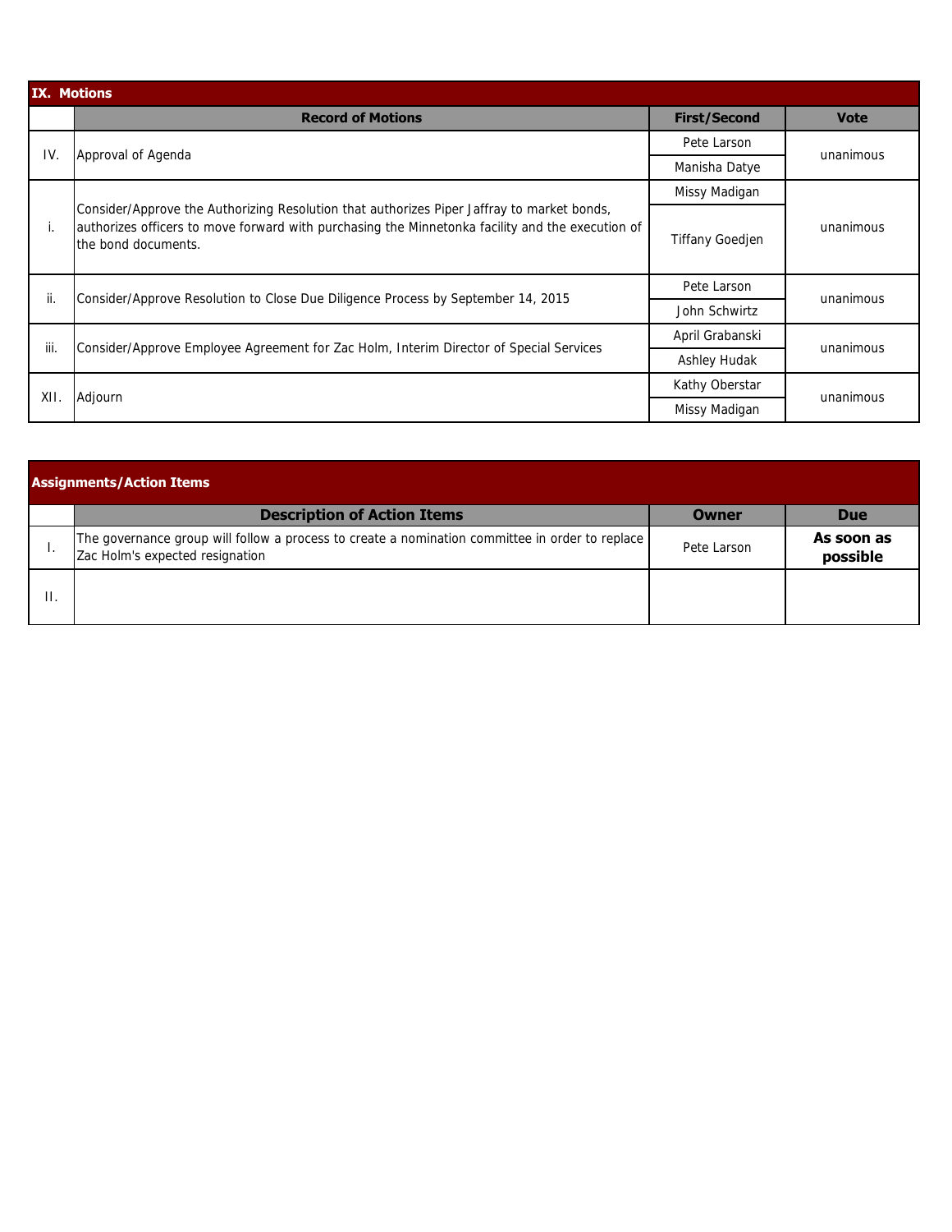## IX. Motions

| | Record of Motions | First/Second | Vote |
|---|---|---|---|
| IV. | Approval of Agenda | Pete Larson | unanimous |
| | | Manisha Datye | |
| i. | Consider/Approve the Authorizing Resolution that authorizes Piper Jaffray to market bonds, authorizes officers to move forward with purchasing the Minnetonka facility and the execution of the bond documents. | Missy Madigan | unanimous |
| | | Tiffany Goedjen | |
| ii. | Consider/Approve Resolution to Close Due Diligence Process by September 14, 2015 | Pete Larson | unanimous |
| | | John Schwirtz | |
| iii. | Consider/Approve Employee Agreement for Zac Holm, Interim Director of Special Services | April Grabanski | unanimous |
| | | Ashley Hudak | |
| XII. | Adjourn | Kathy Oberstar | unanimous |
| | | Missy Madigan | |

## Assignments/Action Items

| | Description of Action Items | Owner | Due |
|---|---|---|---|
| I. | The governance group will follow a process to create a nomination committee in order to replace Zac Holm's expected resignation | Pete Larson | **As soon as possible** |
| II. | | | |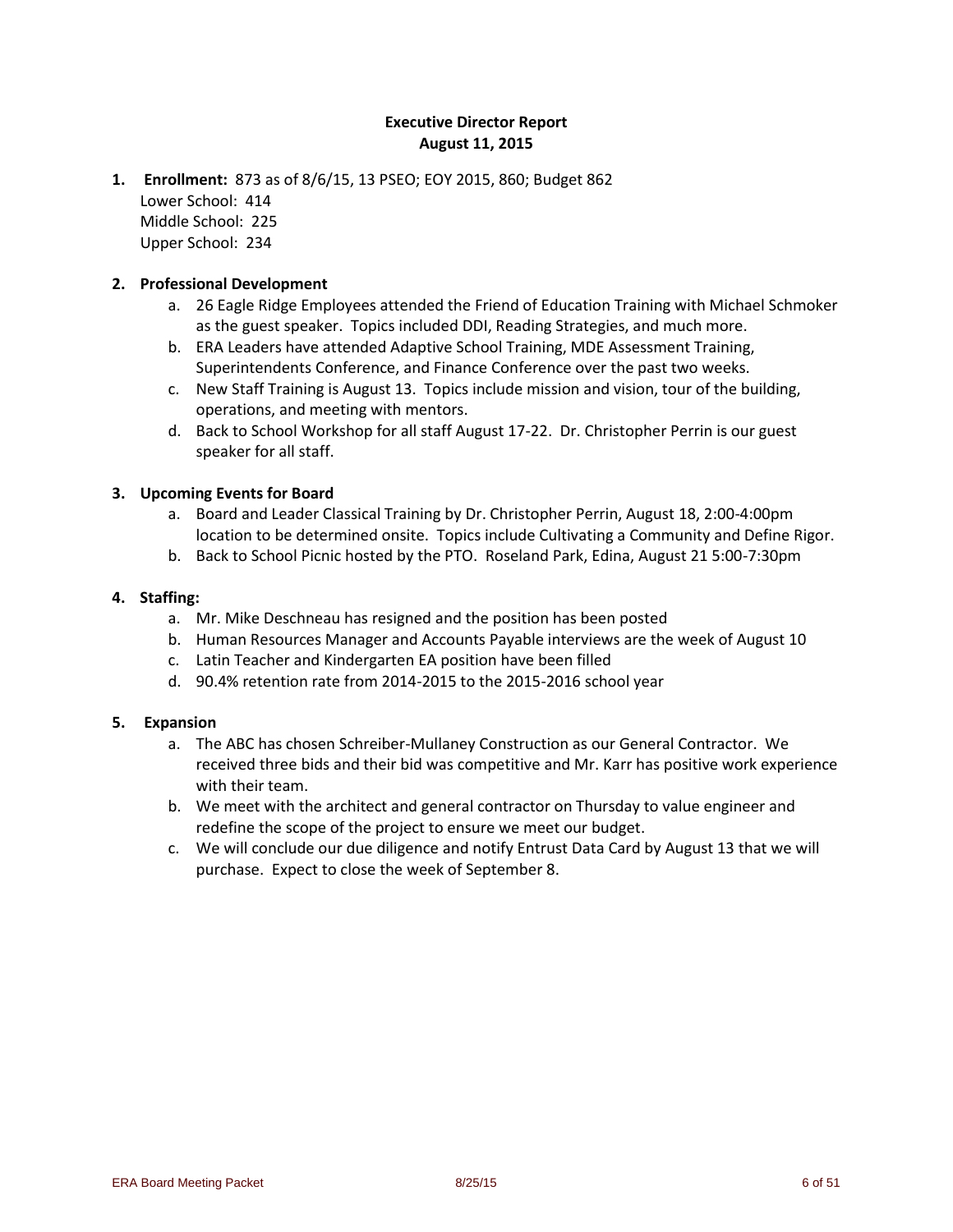**Executive Director Report**
**August 11, 2015**

1. **Enrollment:** 873 as of 8/6/15, 13 PSEO; EOY 2015, 860; Budget 862
   Lower School: 414
   Middle School: 225
   Upper School: 234

2. **Professional Development**
   a. 26 Eagle Ridge Employees attended the Friend of Education Training with Michael Schmoker as the guest speaker. Topics included DDI, Reading Strategies, and much more.
   b. ERA Leaders have attended Adaptive School Training, MDE Assessment Training, Superintendents Conference, and Finance Conference over the past two weeks.
   c. New Staff Training is August 13. Topics include mission and vision, tour of the building, operations, and meeting with mentors.
   d. Back to School Workshop for all staff August 17-22. Dr. Christopher Perrin is our guest speaker for all staff.

3. **Upcoming Events for Board**
   a. Board and Leader Classical Training by Dr. Christopher Perrin, August 18, 2:00-4:00pm location to be determined onsite. Topics include Cultivating a Community and Define Rigor.
   b. Back to School Picnic hosted by the PTO. Roseland Park, Edina, August 21 5:00-7:30pm

4. **Staffing:**
   a. Mr. Mike Deschneau has resigned and the position has been posted
   b. Human Resources Manager and Accounts Payable interviews are the week of August 10
   c. Latin Teacher and Kindergarten EA position have been filled
   d. 90.4% retention rate from 2014-2015 to the 2015-2016 school year

5. **Expansion**
   a. The ABC has chosen Schreiber-Mullaney Construction as our General Contractor. We received three bids and their bid was competitive and Mr. Karr has positive work experience with their team.
   b. We meet with the architect and general contractor on Thursday to value engineer and redefine the scope of the project to ensure we meet our budget.
   c. We will conclude our due diligence and notify Entrust Data Card by August 13 that we will purchase. Expect to close the week of September 8.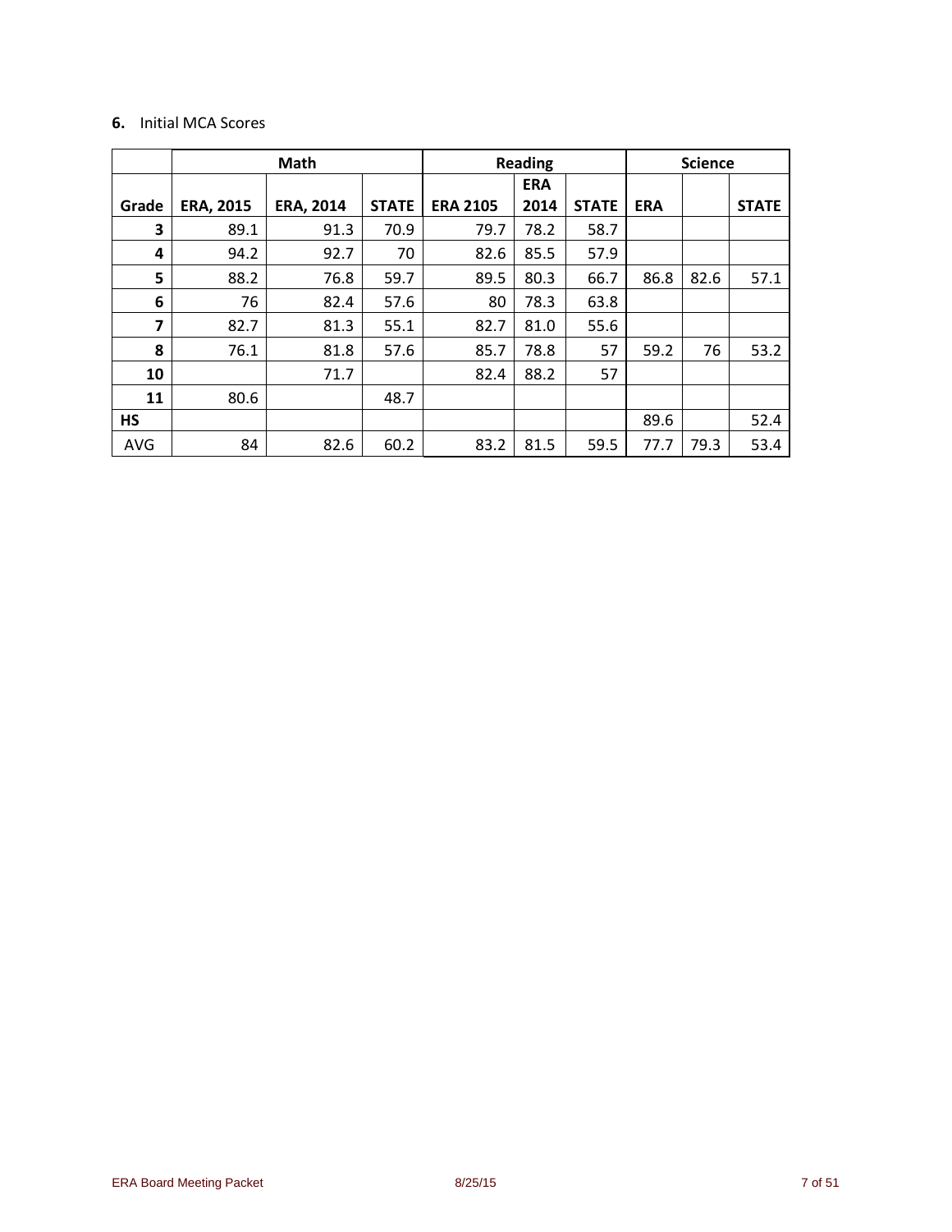**6.** Initial MCA Scores

| | Math | | | Reading | | | Science | | |
|---|---|---|---|---|---|---|---|---|---|
| **Grade** | **ERA, 2015** | **ERA, 2014** | **STATE** | **ERA 2105** | **ERA 2014** | **STATE** | **ERA** | | **STATE** |
| **3** | 89.1 | 91.3 | 70.9 | 79.7 | 78.2 | 58.7 | | | |
| **4** | 94.2 | 92.7 | 70 | 82.6 | 85.5 | 57.9 | | | |
| **5** | 88.2 | 76.8 | 59.7 | 89.5 | 80.3 | 66.7 | 86.8 | 82.6 | 57.1 |
| **6** | 76 | 82.4 | 57.6 | 80 | 78.3 | 63.8 | | | |
| **7** | 82.7 | 81.3 | 55.1 | 82.7 | 81.0 | 55.6 | | | |
| **8** | 76.1 | 81.8 | 57.6 | 85.7 | 78.8 | 57 | 59.2 | 76 | 53.2 |
| **10** | | 71.7 | | 82.4 | 88.2 | 57 | | | |
| **11** | 80.6 | | 48.7 | | | | | | |
| **HS** | | | | | | | 89.6 | | 52.4 |
| AVG | 84 | 82.6 | 60.2 | 83.2 | 81.5 | 59.5 | 77.7 | 79.3 | 53.4 |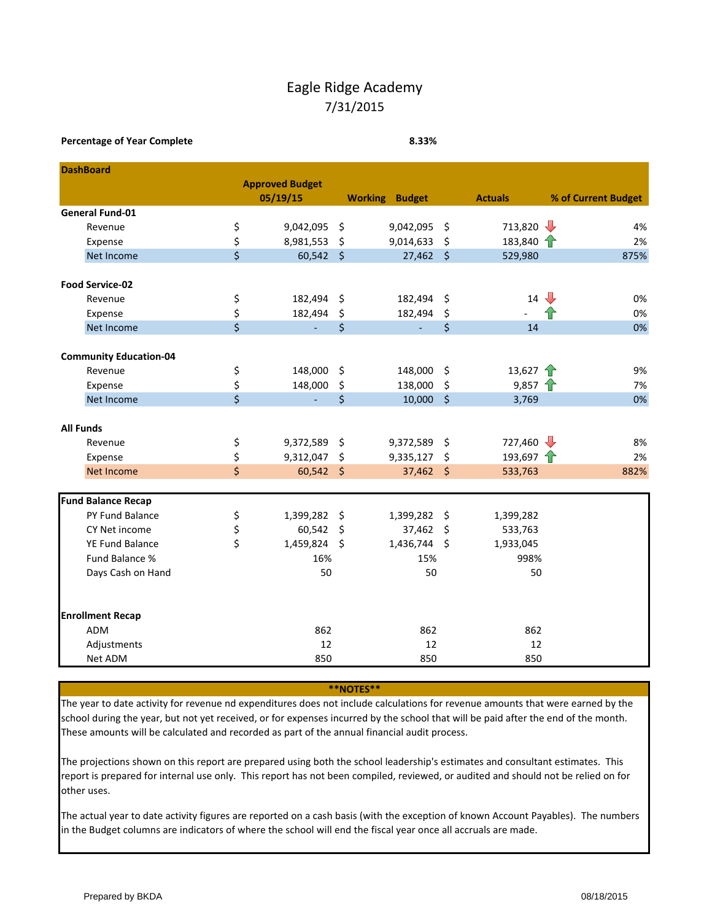# Eagle Ridge Academy

## 7/31/2015

**Percentage of Year Complete** **8.33%**

| DashBoard | Approved Budget 05/19/15 | Working Budget | Actuals | % of Current Budget |
|---|---|---|---|---|
| **General Fund-01** | | | | |
| Revenue | $ 9,042,095 | $ 9,042,095 | $ 713,820 | 4% |
| Expense | $ 8,981,553 | $ 9,014,633 | $ 183,840 | 2% |
| Net Income | $ 60,542 | $ 27,462 | $ 529,980 | 875% |
| **Food Service-02** | | | | |
| Revenue | $ 182,494 | $ 182,494 | $ 14 | 0% |
| Expense | $ 182,494 | $ 182,494 | $ - | 0% |
| Net Income | $ - | $ - | $ 14 | 0% |
| **Community Education-04** | | | | |
| Revenue | $ 148,000 | $ 148,000 | $ 13,627 | 9% |
| Expense | $ 148,000 | $ 138,000 | $ 9,857 | 7% |
| Net Income | $ - | $ 10,000 | $ 3,769 | 0% |
| **All Funds** | | | | |
| Revenue | $ 9,372,589 | $ 9,372,589 | $ 727,460 | 8% |
| Expense | $ 9,312,047 | $ 9,335,127 | $ 193,697 | 2% |
| Net Income | $ 60,542 | $ 37,462 | $ 533,763 | 882% |

| | | | |
|---|---|---|---|
| **Fund Balance Recap** | | | |
| PY Fund Balance | $ 1,399,282 | $ 1,399,282 | $ 1,399,282 |
| CY Net income | $ 60,542 | $ 37,462 | $ 533,763 |
| YE Fund Balance | $ 1,459,824 | $ 1,436,744 | $ 1,933,045 |
| Fund Balance % | 16% | 15% | 998% |
| Days Cash on Hand | 50 | 50 | 50 |
| **Enrollment Recap** | | | |
| ADM | 862 | 862 | 862 |
| Adjustments | 12 | 12 | 12 |
| Net ADM | 850 | 850 | 850 |

**\*\*NOTES\*\***

The year to date activity for revenue nd expenditures does not include calculations for revenue amounts that were earned by the school during the year, but not yet received, or for expenses incurred by the school that will be paid after the end of the month. These amounts will be calculated and recorded as part of the annual financial audit process.

The projections shown on this report are prepared using both the school leadership's estimates and consultant estimates. This report is prepared for internal use only. This report has not been compiled, reviewed, or audited and should not be relied on for other uses.

The actual year to date activity figures are reported on a cash basis (with the exception of known Account Payables). The numbers in the Budget columns are indicators of where the school will end the fiscal year once all accruals are made.

Prepared by BKDA 08/18/2015